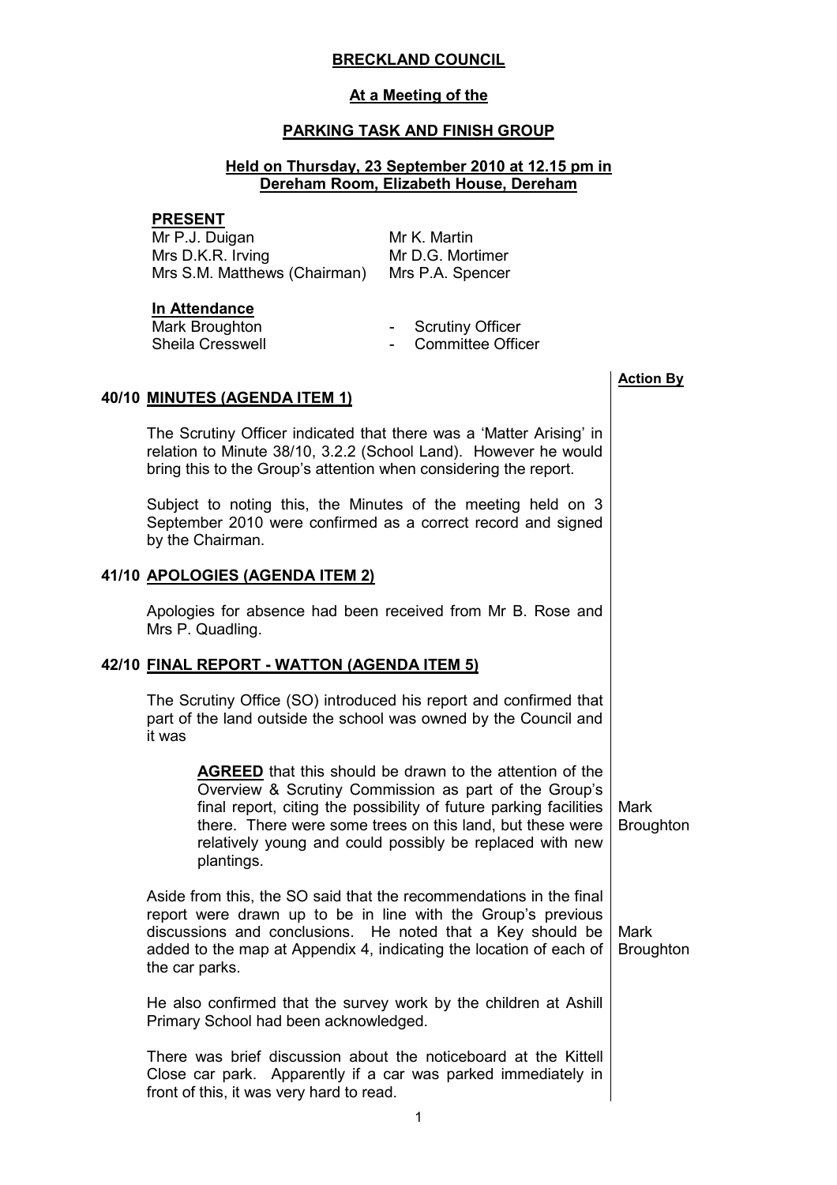**BRECKLAND COUNCIL**

**At a Meeting of the**

**PARKING TASK AND FINISH GROUP**

**Held on Thursday, 23 September 2010 at 12.15 pm in Dereham Room, Elizabeth House, Dereham**

**PRESENT**

| | |
|---|---|
| Mr P.J. Duigan | Mr K. Martin |
| Mrs D.K.R. Irving | Mr D.G. Mortimer |
| Mrs S.M. Matthews (Chairman) | Mrs P.A. Spencer |

**In Attendance**

| | |
|---|---|
| Mark Broughton | - Scrutiny Officer |
| Sheila Cresswell | - Committee Officer |

| | Action By |
|---|---|
| **40/10 MINUTES (AGENDA ITEM 1)** | |
| The Scrutiny Officer indicated that there was a 'Matter Arising' in relation to Minute 38/10, 3.2.2 (School Land). However he would bring this to the Group's attention when considering the report. | |
| Subject to noting this, the Minutes of the meeting held on 3 September 2010 were confirmed as a correct record and signed by the Chairman. | |
| **41/10 APOLOGIES (AGENDA ITEM 2)** | |
| Apologies for absence had been received from Mr B. Rose and Mrs P. Quadling. | |
| **42/10 FINAL REPORT - WATTON (AGENDA ITEM 5)** | |
| The Scrutiny Office (SO) introduced his report and confirmed that part of the land outside the school was owned by the Council and it was | |
| **AGREED** that this should be drawn to the attention of the Overview & Scrutiny Commission as part of the Group's final report, citing the possibility of future parking facilities there. There were some trees on this land, but these were relatively young and could possibly be replaced with new plantings. | Mark Broughton |
| Aside from this, the SO said that the recommendations in the final report were drawn up to be in line with the Group's previous discussions and conclusions. He noted that a Key should be added to the map at Appendix 4, indicating the location of each of the car parks. | Mark Broughton |
| He also confirmed that the survey work by the children at Ashill Primary School had been acknowledged. | |
| There was brief discussion about the noticeboard at the Kittell Close car park. Apparently if a car was parked immediately in front of this, it was very hard to read. | |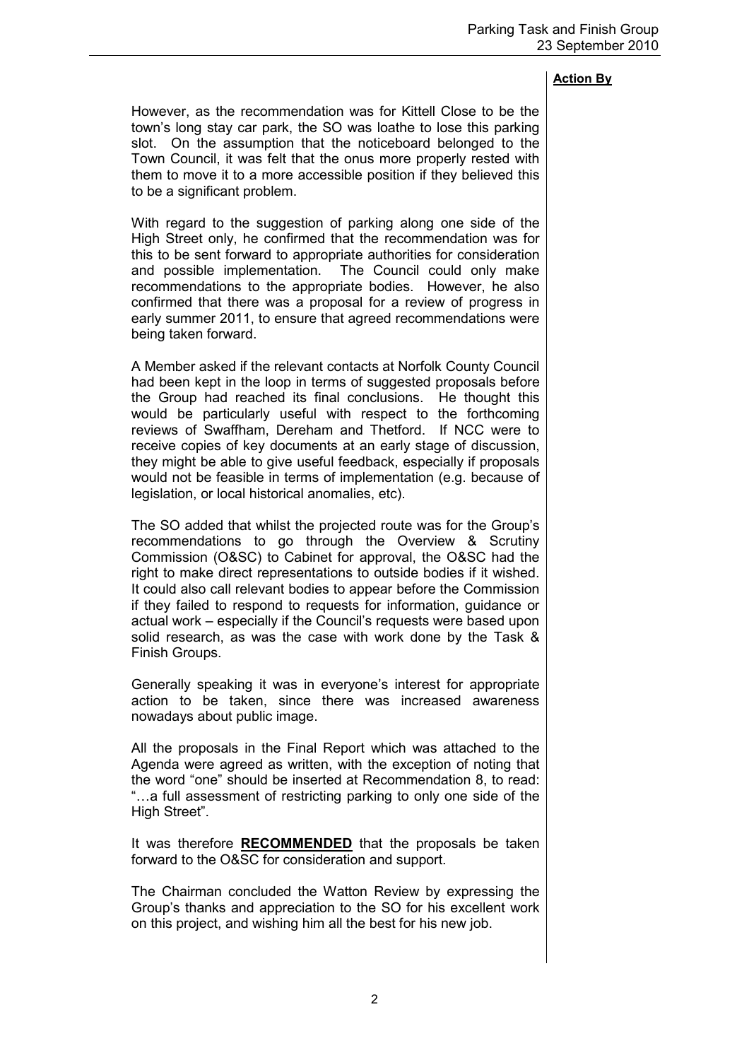**Action By**

However, as the recommendation was for Kittell Close to be the town's long stay car park, the SO was loathe to lose this parking slot. On the assumption that the noticeboard belonged to the Town Council, it was felt that the onus more properly rested with them to move it to a more accessible position if they believed this to be a significant problem.

With regard to the suggestion of parking along one side of the High Street only, he confirmed that the recommendation was for this to be sent forward to appropriate authorities for consideration and possible implementation. The Council could only make recommendations to the appropriate bodies. However, he also confirmed that there was a proposal for a review of progress in early summer 2011, to ensure that agreed recommendations were being taken forward.

A Member asked if the relevant contacts at Norfolk County Council had been kept in the loop in terms of suggested proposals before the Group had reached its final conclusions. He thought this would be particularly useful with respect to the forthcoming reviews of Swaffham, Dereham and Thetford. If NCC were to receive copies of key documents at an early stage of discussion, they might be able to give useful feedback, especially if proposals would not be feasible in terms of implementation (e.g. because of legislation, or local historical anomalies, etc).

The SO added that whilst the projected route was for the Group's recommendations to go through the Overview & Scrutiny Commission (O&SC) to Cabinet for approval, the O&SC had the right to make direct representations to outside bodies if it wished. It could also call relevant bodies to appear before the Commission if they failed to respond to requests for information, guidance or actual work – especially if the Council's requests were based upon solid research, as was the case with work done by the Task & Finish Groups.

Generally speaking it was in everyone's interest for appropriate action to be taken, since there was increased awareness nowadays about public image.

All the proposals in the Final Report which was attached to the Agenda were agreed as written, with the exception of noting that the word "one" should be inserted at Recommendation 8, to read: "…a full assessment of restricting parking to only one side of the High Street".

It was therefore **RECOMMENDED** that the proposals be taken forward to the O&SC for consideration and support.

The Chairman concluded the Watton Review by expressing the Group's thanks and appreciation to the SO for his excellent work on this project, and wishing him all the best for his new job.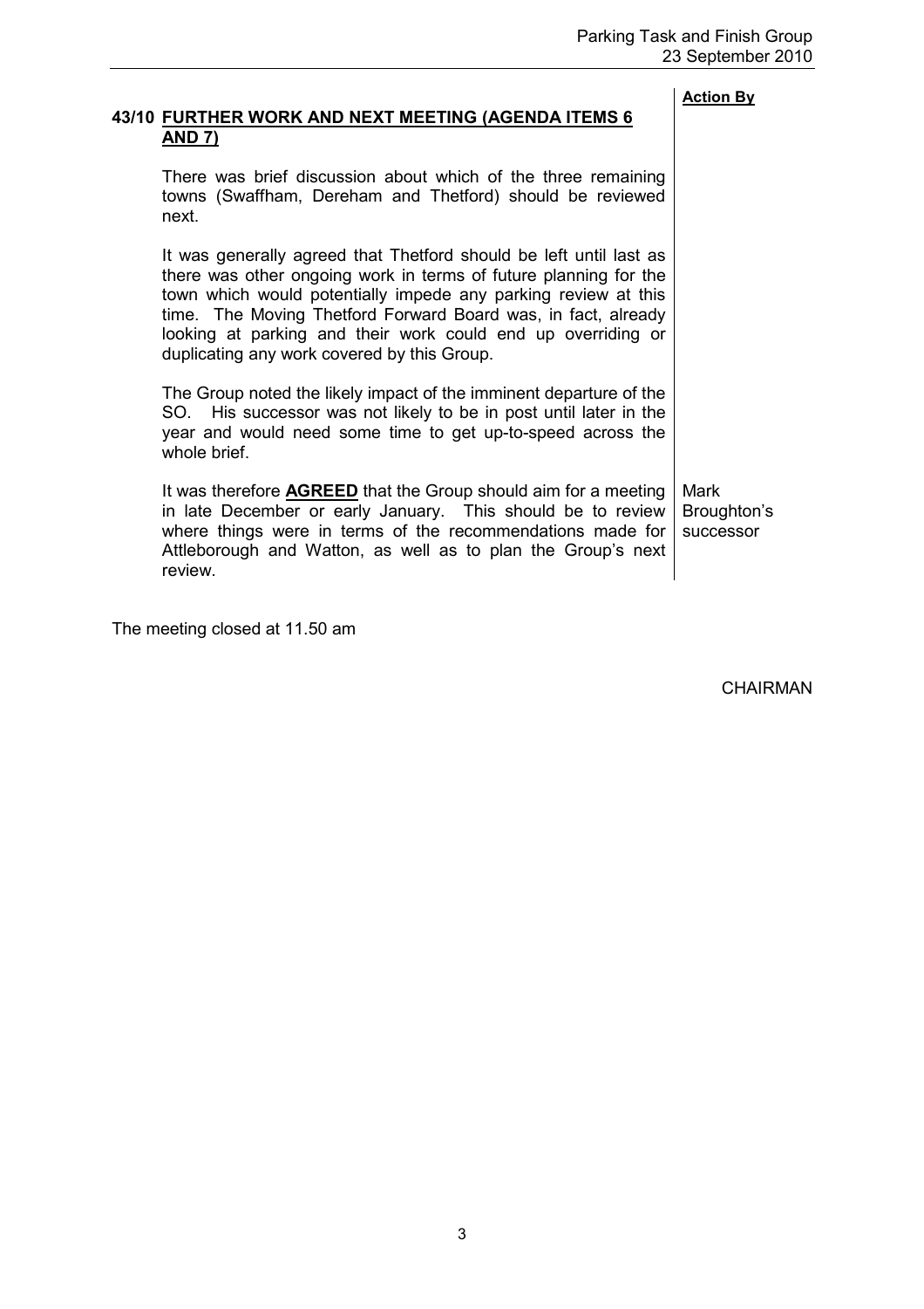**Action By**

### 43/10 FURTHER WORK AND NEXT MEETING (AGENDA ITEMS 6 AND 7)

There was brief discussion about which of the three remaining towns (Swaffham, Dereham and Thetford) should be reviewed next.

It was generally agreed that Thetford should be left until last as there was other ongoing work in terms of future planning for the town which would potentially impede any parking review at this time. The Moving Thetford Forward Board was, in fact, already looking at parking and their work could end up overriding or duplicating any work covered by this Group.

The Group noted the likely impact of the imminent departure of the SO. His successor was not likely to be in post until later in the year and would need some time to get up-to-speed across the whole brief.

It was therefore **AGREED** that the Group should aim for a meeting in late December or early January. This should be to review where things were in terms of the recommendations made for Attleborough and Watton, as well as to plan the Group's next review.

Action By: Mark Broughton's successor

The meeting closed at 11.50 am

CHAIRMAN